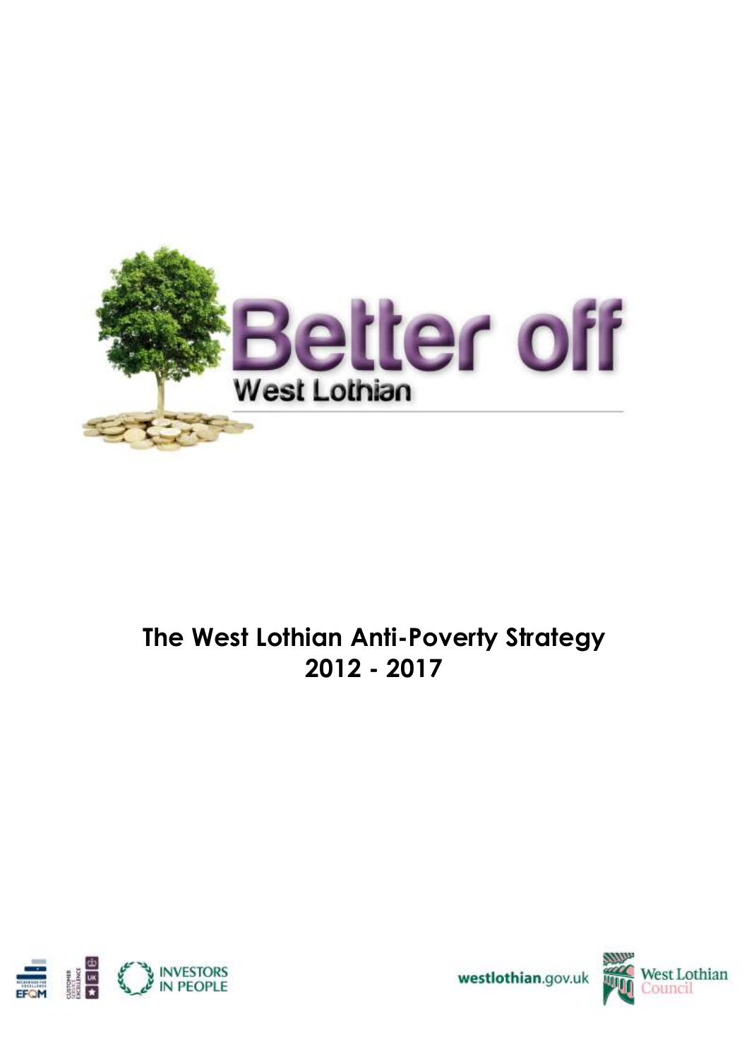Better off

West Lothian

# The West Lothian Anti-Poverty Strategy 2012 - 2017

INVESTORS IN PEOPLE

westlothian.gov.uk

West Lothian Council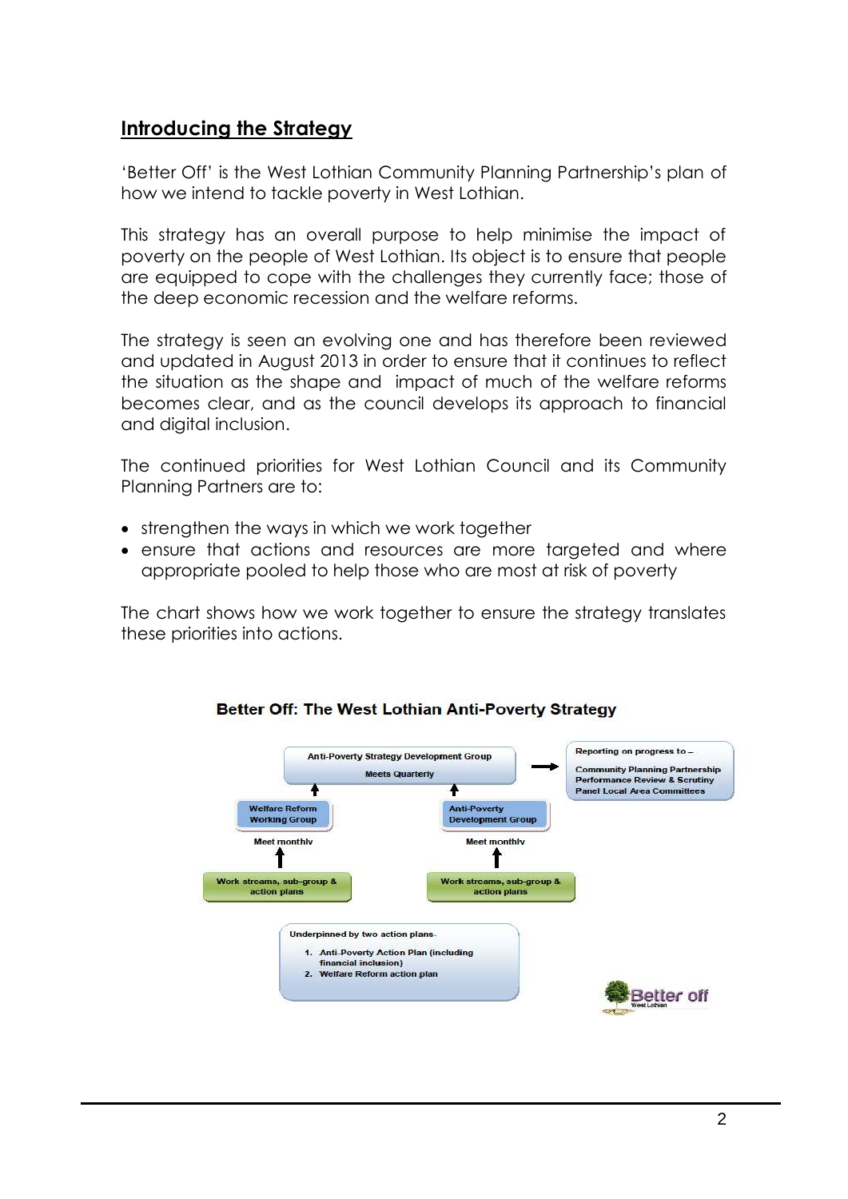## Introducing the Strategy

'Better Off' is the West Lothian Community Planning Partnership's plan of how we intend to tackle poverty in West Lothian.

This strategy has an overall purpose to help minimise the impact of poverty on the people of West Lothian. Its object is to ensure that people are equipped to cope with the challenges they currently face; those of the deep economic recession and the welfare reforms.

The strategy is seen an evolving one and has therefore been reviewed and updated in August 2013 in order to ensure that it continues to reflect the situation as the shape and impact of much of the welfare reforms becomes clear, and as the council develops its approach to financial and digital inclusion.

The continued priorities for West Lothian Council and its Community Planning Partners are to:

- strengthen the ways in which we work together
- ensure that actions and resources are more targeted and where appropriate pooled to help those who are most at risk of poverty

The chart shows how we work together to ensure the strategy translates these priorities into actions.

**Better Off: The West Lothian Anti-Poverty Strategy**

Anti-Poverty Strategy Development Group
Meets Quarterly

Reporting on progress to –
Community Planning Partnership
Performance Review & Scrutiny Panel Local Area Committees

Welfare Reform Working Group
Meet monthly

Anti-Poverty Development Group
Meet monthly

Work streams, sub-group & action plans

Work streams, sub-group & action plans

Underpinned by two action plans

1. Anti-Poverty Action Plan (including financial inclusion)
2. Welfare Reform action plan

Better off
West Lothian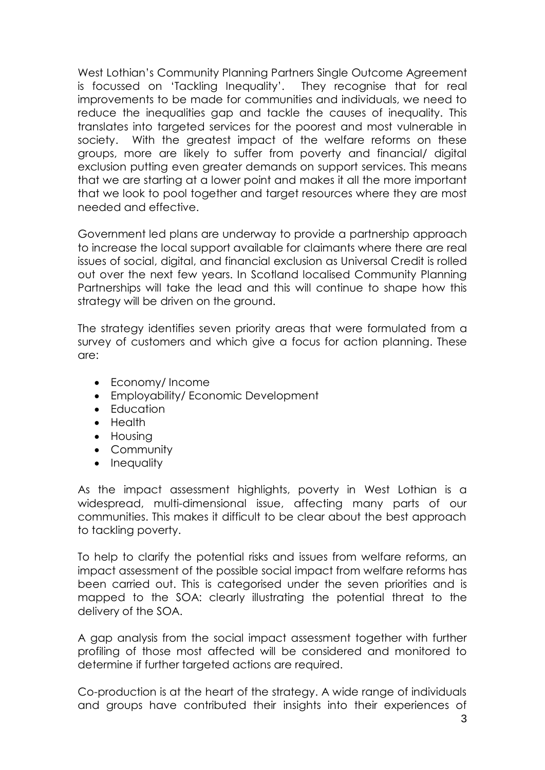West Lothian's Community Planning Partners Single Outcome Agreement is focussed on 'Tackling Inequality'. They recognise that for real improvements to be made for communities and individuals, we need to reduce the inequalities gap and tackle the causes of inequality. This translates into targeted services for the poorest and most vulnerable in society. With the greatest impact of the welfare reforms on these groups, more are likely to suffer from poverty and financial/ digital exclusion putting even greater demands on support services. This means that we are starting at a lower point and makes it all the more important that we look to pool together and target resources where they are most needed and effective.

Government led plans are underway to provide a partnership approach to increase the local support available for claimants where there are real issues of social, digital, and financial exclusion as Universal Credit is rolled out over the next few years. In Scotland localised Community Planning Partnerships will take the lead and this will continue to shape how this strategy will be driven on the ground.

The strategy identifies seven priority areas that were formulated from a survey of customers and which give a focus for action planning. These are:

- Economy/ Income
- Employability/ Economic Development
- Education
- Health
- Housing
- Community
- Inequality

As the impact assessment highlights, poverty in West Lothian is a widespread, multi-dimensional issue, affecting many parts of our communities. This makes it difficult to be clear about the best approach to tackling poverty.

To help to clarify the potential risks and issues from welfare reforms, an impact assessment of the possible social impact from welfare reforms has been carried out. This is categorised under the seven priorities and is mapped to the SOA: clearly illustrating the potential threat to the delivery of the SOA.

A gap analysis from the social impact assessment together with further profiling of those most affected will be considered and monitored to determine if further targeted actions are required.

Co-production is at the heart of the strategy. A wide range of individuals and groups have contributed their insights into their experiences of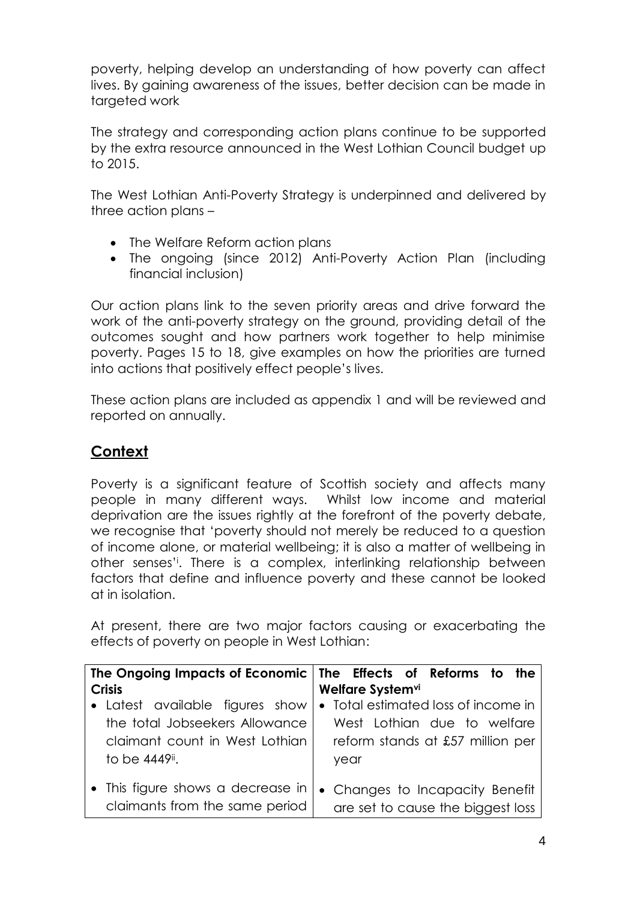poverty, helping develop an understanding of how poverty can affect lives. By gaining awareness of the issues, better decision can be made in targeted work

The strategy and corresponding action plans continue to be supported by the extra resource announced in the West Lothian Council budget up to 2015.

The West Lothian Anti-Poverty Strategy is underpinned and delivered by three action plans –

- The Welfare Reform action plans
- The ongoing (since 2012) Anti-Poverty Action Plan (including financial inclusion)

Our action plans link to the seven priority areas and drive forward the work of the anti-poverty strategy on the ground, providing detail of the outcomes sought and how partners work together to help minimise poverty. Pages 15 to 18, give examples on how the priorities are turned into actions that positively effect people's lives.

These action plans are included as appendix 1 and will be reviewed and reported on annually.

## Context

Poverty is a significant feature of Scottish society and affects many people in many different ways. Whilst low income and material deprivation are the issues rightly at the forefront of the poverty debate, we recognise that 'poverty should not merely be reduced to a question of income alone, or material wellbeing; it is also a matter of wellbeing in other senses'[i]. There is a complex, interlinking relationship between factors that define and influence poverty and these cannot be looked at in isolation.

At present, there are two major factors causing or exacerbating the effects of poverty on people in West Lothian:

| The Ongoing Impacts of Economic Crisis | The Effects of Reforms to the Welfare System[vi] |
|---|---|
| • Latest available figures show the total Jobseekers Allowance claimant count in West Lothian to be 4449[ii]. | • Total estimated loss of income in West Lothian due to welfare reform stands at £57 million per year |
| • This figure shows a decrease in claimants from the same period | • Changes to Incapacity Benefit are set to cause the biggest loss |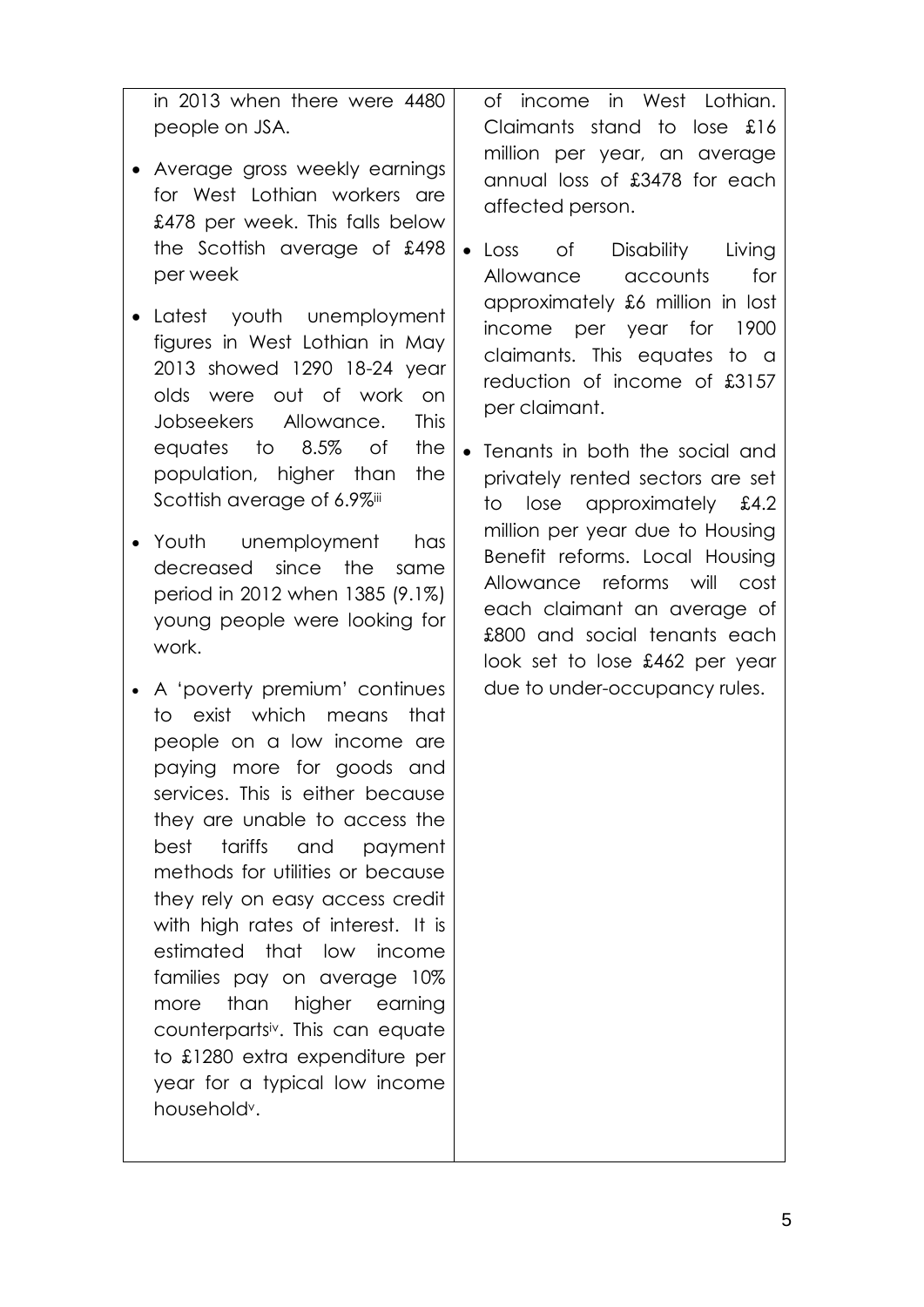in 2013 when there were 4480 people on JSA.

- Average gross weekly earnings for West Lothian workers are £478 per week. This falls below the Scottish average of £498 per week
- Latest youth unemployment figures in West Lothian in May 2013 showed 1290 18-24 year olds were out of work on Jobseekers Allowance. This equates to 8.5% of the population, higher than the Scottish average of 6.9%[iii]
- Youth unemployment has decreased since the same period in 2012 when 1385 (9.1%) young people were looking for work.
- A 'poverty premium' continues to exist which means that people on a low income are paying more for goods and services. This is either because they are unable to access the best tariffs and payment methods for utilities or because they rely on easy access credit with high rates of interest. It is estimated that low income families pay on average 10% more than higher earning counterparts[iv]. This can equate to £1280 extra expenditure per year for a typical low income household[v].

of income in West Lothian. Claimants stand to lose £16 million per year, an average annual loss of £3478 for each affected person.

- Loss of Disability Living Allowance accounts for approximately £6 million in lost income per year for 1900 claimants. This equates to a reduction of income of £3157 per claimant.
- Tenants in both the social and privately rented sectors are set to lose approximately £4.2 million per year due to Housing Benefit reforms. Local Housing Allowance reforms will cost each claimant an average of £800 and social tenants each look set to lose £462 per year due to under-occupancy rules.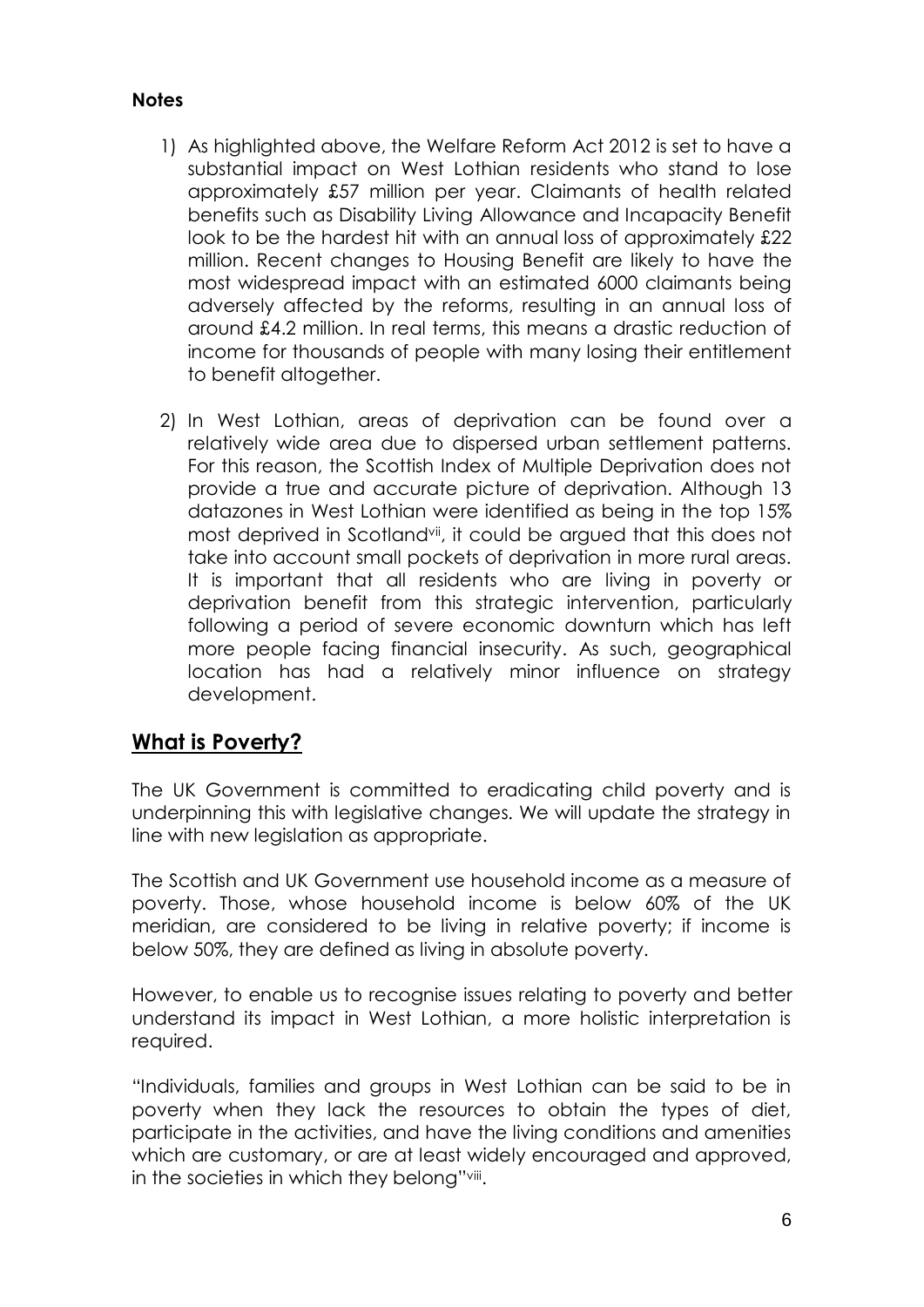**Notes**

1) As highlighted above, the Welfare Reform Act 2012 is set to have a substantial impact on West Lothian residents who stand to lose approximately £57 million per year. Claimants of health related benefits such as Disability Living Allowance and Incapacity Benefit look to be the hardest hit with an annual loss of approximately £22 million. Recent changes to Housing Benefit are likely to have the most widespread impact with an estimated 6000 claimants being adversely affected by the reforms, resulting in an annual loss of around £4.2 million. In real terms, this means a drastic reduction of income for thousands of people with many losing their entitlement to benefit altogether.

2) In West Lothian, areas of deprivation can be found over a relatively wide area due to dispersed urban settlement patterns. For this reason, the Scottish Index of Multiple Deprivation does not provide a true and accurate picture of deprivation. Although 13 datazones in West Lothian were identified as being in the top 15% most deprived in Scotland[vii], it could be argued that this does not take into account small pockets of deprivation in more rural areas. It is important that all residents who are living in poverty or deprivation benefit from this strategic intervention, particularly following a period of severe economic downturn which has left more people facing financial insecurity. As such, geographical location has had a relatively minor influence on strategy development.

## What is Poverty?

The UK Government is committed to eradicating child poverty and is underpinning this with legislative changes. We will update the strategy in line with new legislation as appropriate.

The Scottish and UK Government use household income as a measure of poverty. Those, whose household income is below 60% of the UK meridian, are considered to be living in relative poverty; if income is below 50%, they are defined as living in absolute poverty.

However, to enable us to recognise issues relating to poverty and better understand its impact in West Lothian, a more holistic interpretation is required.

"Individuals, families and groups in West Lothian can be said to be in poverty when they lack the resources to obtain the types of diet, participate in the activities, and have the living conditions and amenities which are customary, or are at least widely encouraged and approved, in the societies in which they belong"[viii].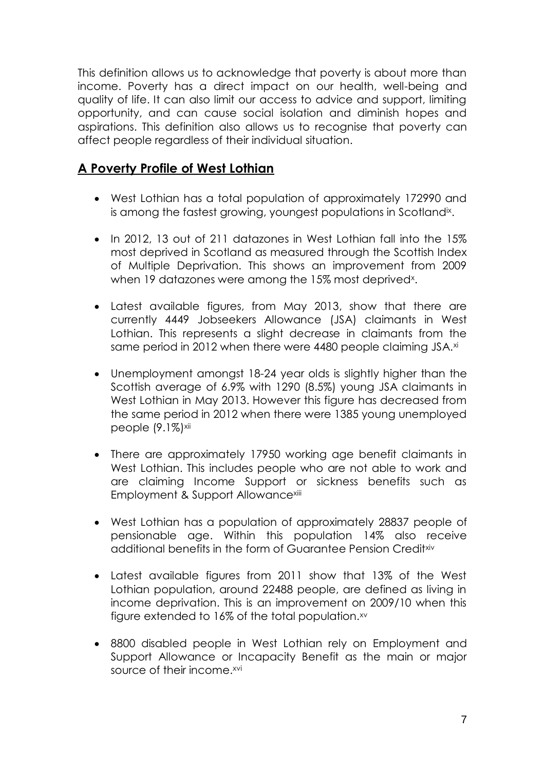This definition allows us to acknowledge that poverty is about more than income. Poverty has a direct impact on our health, well-being and quality of life. It can also limit our access to advice and support, limiting opportunity, and can cause social isolation and diminish hopes and aspirations. This definition also allows us to recognise that poverty can affect people regardless of their individual situation.

## A Poverty Profile of West Lothian

- West Lothian has a total population of approximately 172990 and is among the fastest growing, youngest populations in Scotland[ix].

- In 2012, 13 out of 211 datazones in West Lothian fall into the 15% most deprived in Scotland as measured through the Scottish Index of Multiple Deprivation. This shows an improvement from 2009 when 19 datazones were among the 15% most deprived[x].

- Latest available figures, from May 2013, show that there are currently 4449 Jobseekers Allowance (JSA) claimants in West Lothian. This represents a slight decrease in claimants from the same period in 2012 when there were 4480 people claiming JSA.[xi]

- Unemployment amongst 18-24 year olds is slightly higher than the Scottish average of 6.9% with 1290 (8.5%) young JSA claimants in West Lothian in May 2013. However this figure has decreased from the same period in 2012 when there were 1385 young unemployed people (9.1%)[xii]

- There are approximately 17950 working age benefit claimants in West Lothian. This includes people who are not able to work and are claiming Income Support or sickness benefits such as Employment & Support Allowance[xiii]

- West Lothian has a population of approximately 28837 people of pensionable age. Within this population 14% also receive additional benefits in the form of Guarantee Pension Credit[xiv]

- Latest available figures from 2011 show that 13% of the West Lothian population, around 22488 people, are defined as living in income deprivation. This is an improvement on 2009/10 when this figure extended to 16% of the total population.[xv]

- 8800 disabled people in West Lothian rely on Employment and Support Allowance or Incapacity Benefit as the main or major source of their income.[xvi]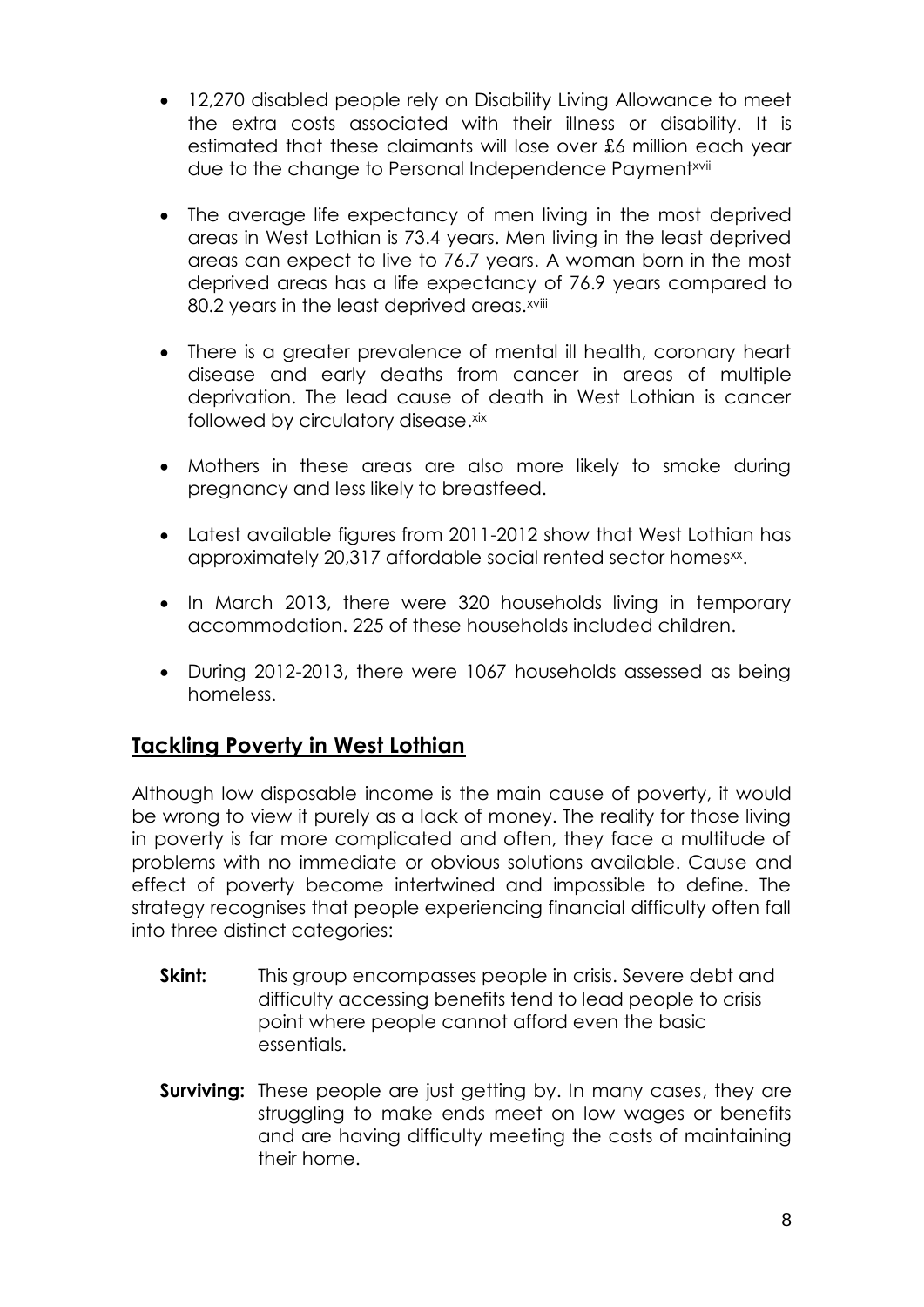- 12,270 disabled people rely on Disability Living Allowance to meet the extra costs associated with their illness or disability. It is estimated that these claimants will lose over £6 million each year due to the change to Personal Independence Payment[xvii]

- The average life expectancy of men living in the most deprived areas in West Lothian is 73.4 years. Men living in the least deprived areas can expect to live to 76.7 years. A woman born in the most deprived areas has a life expectancy of 76.9 years compared to 80.2 years in the least deprived areas.[xviii]

- There is a greater prevalence of mental ill health, coronary heart disease and early deaths from cancer in areas of multiple deprivation. The lead cause of death in West Lothian is cancer followed by circulatory disease.[xix]

- Mothers in these areas are also more likely to smoke during pregnancy and less likely to breastfeed.

- Latest available figures from 2011-2012 show that West Lothian has approximately 20,317 affordable social rented sector homes[xx].

- In March 2013, there were 320 households living in temporary accommodation. 225 of these households included children.

- During 2012-2013, there were 1067 households assessed as being homeless.

## Tackling Poverty in West Lothian

Although low disposable income is the main cause of poverty, it would be wrong to view it purely as a lack of money. The reality for those living in poverty is far more complicated and often, they face a multitude of problems with no immediate or obvious solutions available. Cause and effect of poverty become intertwined and impossible to define. The strategy recognises that people experiencing financial difficulty often fall into three distinct categories:

**Skint:** This group encompasses people in crisis. Severe debt and difficulty accessing benefits tend to lead people to crisis point where people cannot afford even the basic essentials.

**Surviving:** These people are just getting by. In many cases, they are struggling to make ends meet on low wages or benefits and are having difficulty meeting the costs of maintaining their home.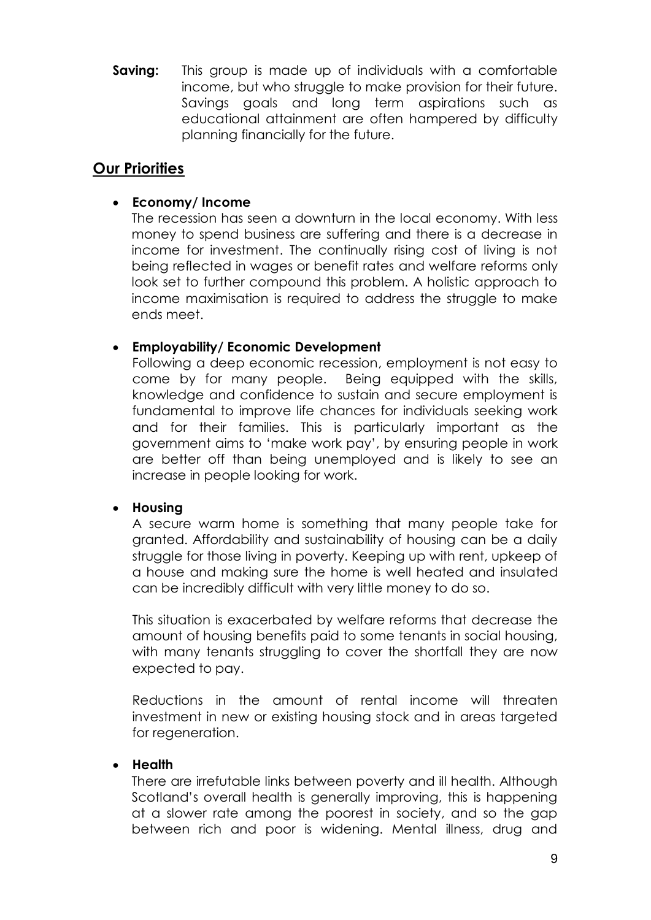**Saving:** This group is made up of individuals with a comfortable income, but who struggle to make provision for their future. Savings goals and long term aspirations such as educational attainment are often hampered by difficulty planning financially for the future.

## Our Priorities

- **Economy/ Income**
  The recession has seen a downturn in the local economy. With less money to spend business are suffering and there is a decrease in income for investment. The continually rising cost of living is not being reflected in wages or benefit rates and welfare reforms only look set to further compound this problem. A holistic approach to income maximisation is required to address the struggle to make ends meet.

- **Employability/ Economic Development**
  Following a deep economic recession, employment is not easy to come by for many people. Being equipped with the skills, knowledge and confidence to sustain and secure employment is fundamental to improve life chances for individuals seeking work and for their families. This is particularly important as the government aims to 'make work pay', by ensuring people in work are better off than being unemployed and is likely to see an increase in people looking for work.

- **Housing**
  A secure warm home is something that many people take for granted. Affordability and sustainability of housing can be a daily struggle for those living in poverty. Keeping up with rent, upkeep of a house and making sure the home is well heated and insulated can be incredibly difficult with very little money to do so.

  This situation is exacerbated by welfare reforms that decrease the amount of housing benefits paid to some tenants in social housing, with many tenants struggling to cover the shortfall they are now expected to pay.

  Reductions in the amount of rental income will threaten investment in new or existing housing stock and in areas targeted for regeneration.

- **Health**
  There are irrefutable links between poverty and ill health. Although Scotland's overall health is generally improving, this is happening at a slower rate among the poorest in society, and so the gap between rich and poor is widening. Mental illness, drug and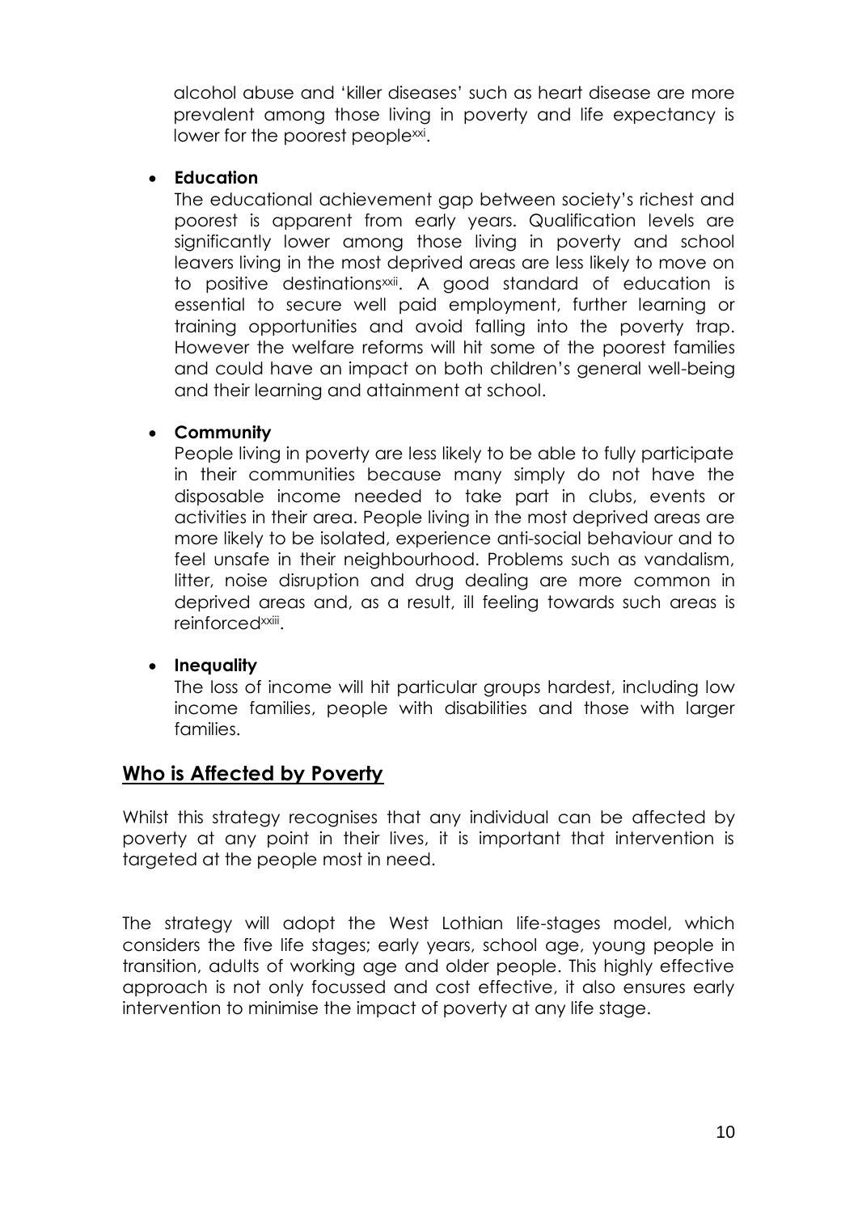alcohol abuse and 'killer diseases' such as heart disease are more prevalent among those living in poverty and life expectancy is lower for the poorest people[xxi].

- **Education**
  The educational achievement gap between society's richest and poorest is apparent from early years. Qualification levels are significantly lower among those living in poverty and school leavers living in the most deprived areas are less likely to move on to positive destinations[xxii]. A good standard of education is essential to secure well paid employment, further learning or training opportunities and avoid falling into the poverty trap. However the welfare reforms will hit some of the poorest families and could have an impact on both children's general well-being and their learning and attainment at school.

- **Community**
  People living in poverty are less likely to be able to fully participate in their communities because many simply do not have the disposable income needed to take part in clubs, events or activities in their area. People living in the most deprived areas are more likely to be isolated, experience anti-social behaviour and to feel unsafe in their neighbourhood. Problems such as vandalism, litter, noise disruption and drug dealing are more common in deprived areas and, as a result, ill feeling towards such areas is reinforced[xxiii].

- **Inequality**
  The loss of income will hit particular groups hardest, including low income families, people with disabilities and those with larger families.

## Who is Affected by Poverty

Whilst this strategy recognises that any individual can be affected by poverty at any point in their lives, it is important that intervention is targeted at the people most in need.

The strategy will adopt the West Lothian life-stages model, which considers the five life stages; early years, school age, young people in transition, adults of working age and older people. This highly effective approach is not only focussed and cost effective, it also ensures early intervention to minimise the impact of poverty at any life stage.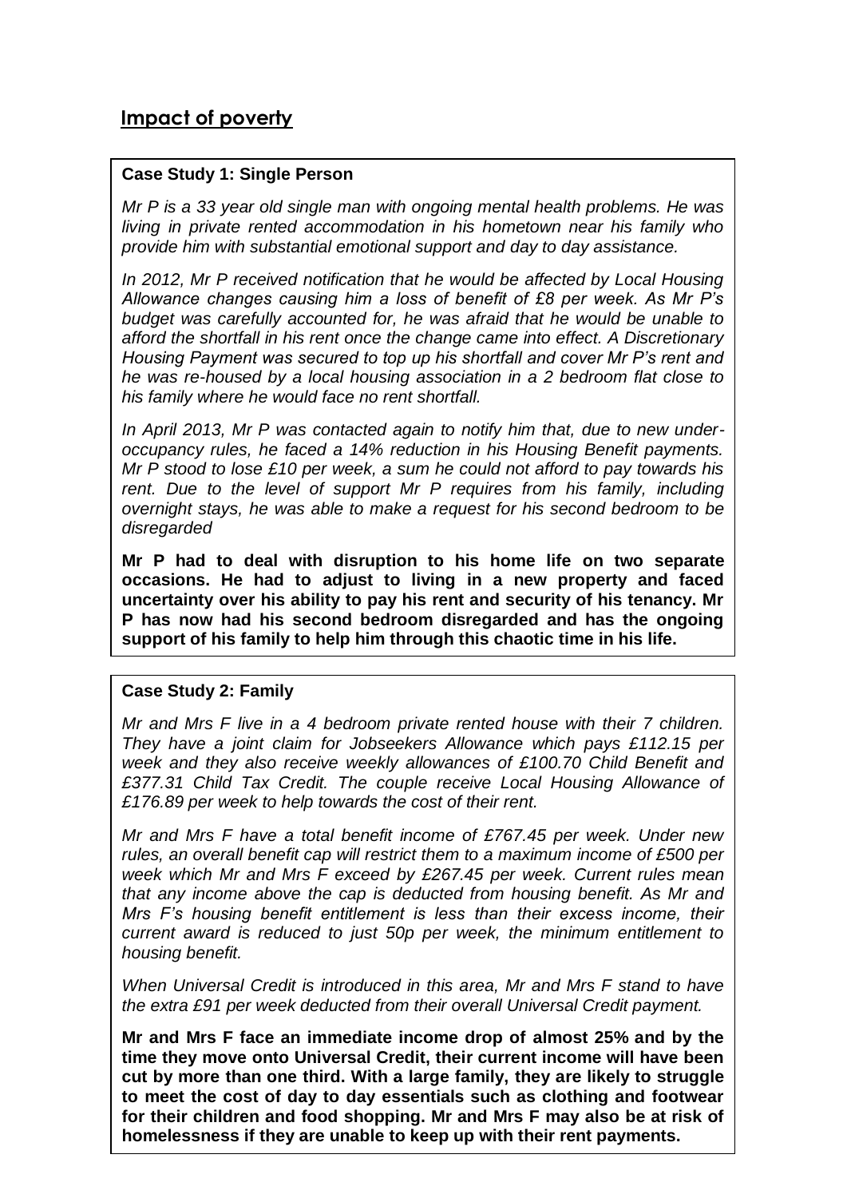## Impact of poverty

**Case Study 1: Single Person**

*Mr P is a 33 year old single man with ongoing mental health problems. He was living in private rented accommodation in his hometown near his family who provide him with substantial emotional support and day to day assistance.*

*In 2012, Mr P received notification that he would be affected by Local Housing Allowance changes causing him a loss of benefit of £8 per week. As Mr P's budget was carefully accounted for, he was afraid that he would be unable to afford the shortfall in his rent once the change came into effect. A Discretionary Housing Payment was secured to top up his shortfall and cover Mr P's rent and he was re-housed by a local housing association in a 2 bedroom flat close to his family where he would face no rent shortfall.*

*In April 2013, Mr P was contacted again to notify him that, due to new under-occupancy rules, he faced a 14% reduction in his Housing Benefit payments. Mr P stood to lose £10 per week, a sum he could not afford to pay towards his rent. Due to the level of support Mr P requires from his family, including overnight stays, he was able to make a request for his second bedroom to be disregarded*

**Mr P had to deal with disruption to his home life on two separate occasions. He had to adjust to living in a new property and faced uncertainty over his ability to pay his rent and security of his tenancy. Mr P has now had his second bedroom disregarded and has the ongoing support of his family to help him through this chaotic time in his life.**

**Case Study 2: Family**

*Mr and Mrs F live in a 4 bedroom private rented house with their 7 children. They have a joint claim for Jobseekers Allowance which pays £112.15 per week and they also receive weekly allowances of £100.70 Child Benefit and £377.31 Child Tax Credit. The couple receive Local Housing Allowance of £176.89 per week to help towards the cost of their rent.*

*Mr and Mrs F have a total benefit income of £767.45 per week. Under new rules, an overall benefit cap will restrict them to a maximum income of £500 per week which Mr and Mrs F exceed by £267.45 per week. Current rules mean that any income above the cap is deducted from housing benefit. As Mr and Mrs F's housing benefit entitlement is less than their excess income, their current award is reduced to just 50p per week, the minimum entitlement to housing benefit.*

*When Universal Credit is introduced in this area, Mr and Mrs F stand to have the extra £91 per week deducted from their overall Universal Credit payment.*

**Mr and Mrs F face an immediate income drop of almost 25% and by the time they move onto Universal Credit, their current income will have been cut by more than one third. With a large family, they are likely to struggle to meet the cost of day to day essentials such as clothing and footwear for their children and food shopping. Mr and Mrs F may also be at risk of homelessness if they are unable to keep up with their rent payments.**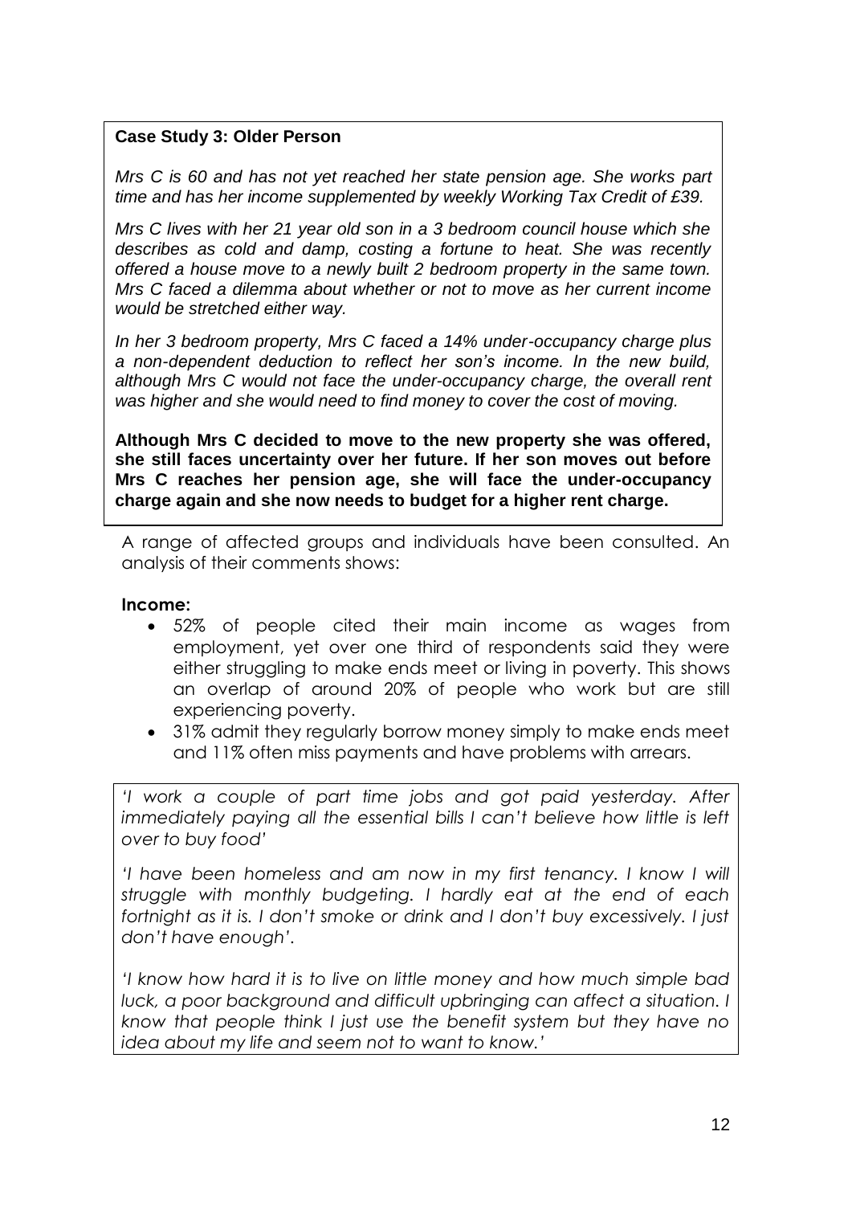**Case Study 3: Older Person**

*Mrs C is 60 and has not yet reached her state pension age. She works part time and has her income supplemented by weekly Working Tax Credit of £39.*

*Mrs C lives with her 21 year old son in a 3 bedroom council house which she describes as cold and damp, costing a fortune to heat. She was recently offered a house move to a newly built 2 bedroom property in the same town. Mrs C faced a dilemma about whether or not to move as her current income would be stretched either way.*

*In her 3 bedroom property, Mrs C faced a 14% under-occupancy charge plus a non-dependent deduction to reflect her son's income. In the new build, although Mrs C would not face the under-occupancy charge, the overall rent was higher and she would need to find money to cover the cost of moving.*

**Although Mrs C decided to move to the new property she was offered, she still faces uncertainty over her future. If her son moves out before Mrs C reaches her pension age, she will face the under-occupancy charge again and she now needs to budget for a higher rent charge.**

A range of affected groups and individuals have been consulted. An analysis of their comments shows:

**Income:**

- 52% of people cited their main income as wages from employment, yet over one third of respondents said they were either struggling to make ends meet or living in poverty. This shows an overlap of around 20% of people who work but are still experiencing poverty.
- 31% admit they regularly borrow money simply to make ends meet and 11% often miss payments and have problems with arrears.

*'I work a couple of part time jobs and got paid yesterday. After immediately paying all the essential bills I can't believe how little is left over to buy food'*

*'I have been homeless and am now in my first tenancy. I know I will struggle with monthly budgeting. I hardly eat at the end of each fortnight as it is. I don't smoke or drink and I don't buy excessively. I just don't have enough'.*

*'I know how hard it is to live on little money and how much simple bad luck, a poor background and difficult upbringing can affect a situation. I know that people think I just use the benefit system but they have no idea about my life and seem not to want to know.'*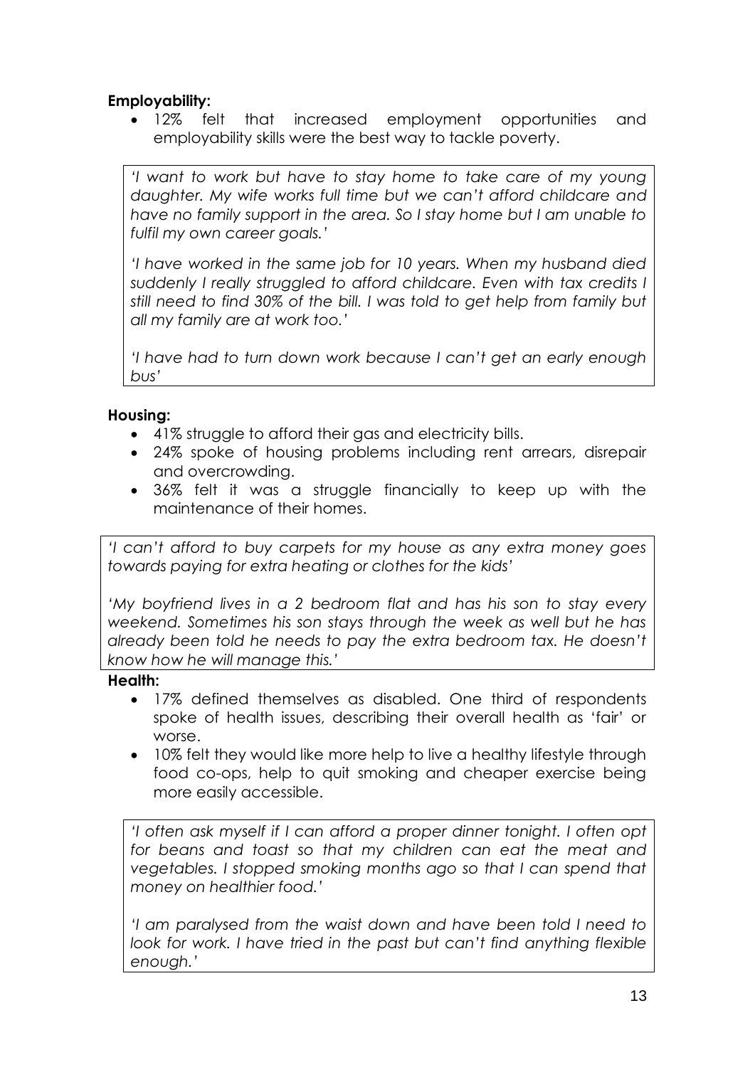**Employability:**

- 12% felt that increased employment opportunities and employability skills were the best way to tackle poverty.

> *'I want to work but have to stay home to take care of my young daughter. My wife works full time but we can't afford childcare and have no family support in the area. So I stay home but I am unable to fulfil my own career goals.'*
>
> *'I have worked in the same job for 10 years. When my husband died suddenly I really struggled to afford childcare. Even with tax credits I still need to find 30% of the bill. I was told to get help from family but all my family are at work too.'*
>
> *'I have had to turn down work because I can't get an early enough bus'*

**Housing:**

- 41% struggle to afford their gas and electricity bills.
- 24% spoke of housing problems including rent arrears, disrepair and overcrowding.
- 36% felt it was a struggle financially to keep up with the maintenance of their homes.

> *'I can't afford to buy carpets for my house as any extra money goes towards paying for extra heating or clothes for the kids'*
>
> *'My boyfriend lives in a 2 bedroom flat and has his son to stay every weekend. Sometimes his son stays through the week as well but he has already been told he needs to pay the extra bedroom tax. He doesn't know how he will manage this.'*

**Health:**

- 17% defined themselves as disabled. One third of respondents spoke of health issues, describing their overall health as 'fair' or worse.
- 10% felt they would like more help to live a healthy lifestyle through food co-ops, help to quit smoking and cheaper exercise being more easily accessible.

> *'I often ask myself if I can afford a proper dinner tonight. I often opt for beans and toast so that my children can eat the meat and vegetables. I stopped smoking months ago so that I can spend that money on healthier food.'*
>
> *'I am paralysed from the waist down and have been told I need to look for work. I have tried in the past but can't find anything flexible enough.'*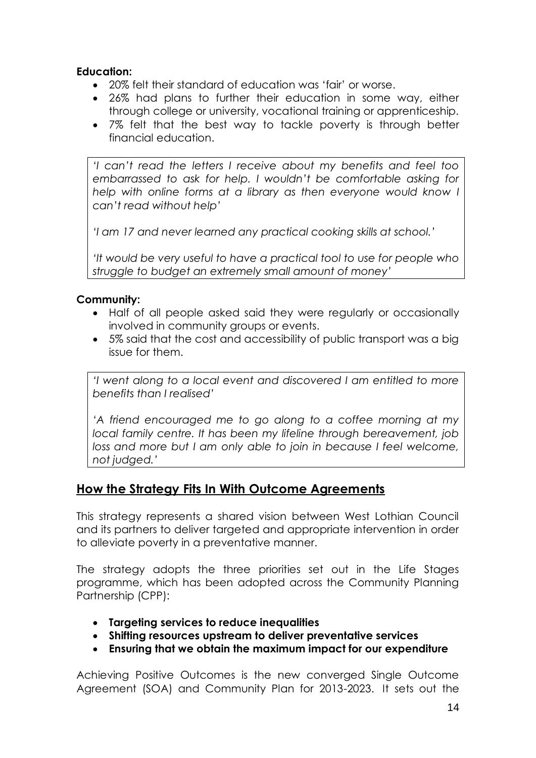**Education:**

- 20% felt their standard of education was 'fair' or worse.
- 26% had plans to further their education in some way, either through college or university, vocational training or apprenticeship.
- 7% felt that the best way to tackle poverty is through better financial education.

*'I can't read the letters I receive about my benefits and feel too embarrassed to ask for help. I wouldn't be comfortable asking for help with online forms at a library as then everyone would know I can't read without help'*

*'I am 17 and never learned any practical cooking skills at school.'*

*'It would be very useful to have a practical tool to use for people who struggle to budget an extremely small amount of money'*

**Community:**

- Half of all people asked said they were regularly or occasionally involved in community groups or events.
- 5% said that the cost and accessibility of public transport was a big issue for them.

*'I went along to a local event and discovered I am entitled to more benefits than I realised'*

*'A friend encouraged me to go along to a coffee morning at my local family centre. It has been my lifeline through bereavement, job loss and more but I am only able to join in because I feel welcome, not judged.'*

## How the Strategy Fits In With Outcome Agreements

This strategy represents a shared vision between West Lothian Council and its partners to deliver targeted and appropriate intervention in order to alleviate poverty in a preventative manner.

The strategy adopts the three priorities set out in the Life Stages programme, which has been adopted across the Community Planning Partnership (CPP):

- **Targeting services to reduce inequalities**
- **Shifting resources upstream to deliver preventative services**
- **Ensuring that we obtain the maximum impact for our expenditure**

Achieving Positive Outcomes is the new converged Single Outcome Agreement (SOA) and Community Plan for 2013-2023. It sets out the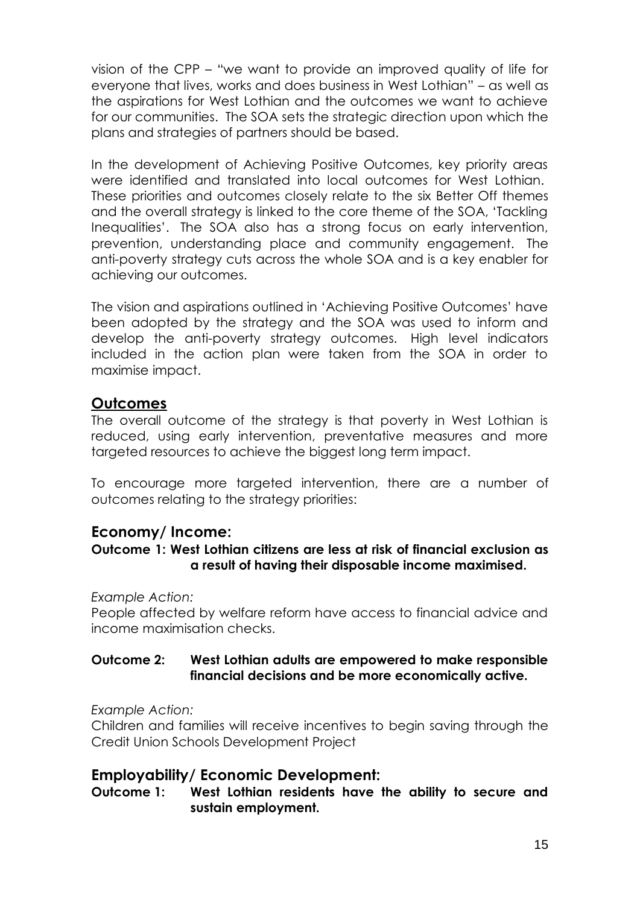vision of the CPP – "we want to provide an improved quality of life for everyone that lives, works and does business in West Lothian" – as well as the aspirations for West Lothian and the outcomes we want to achieve for our communities. The SOA sets the strategic direction upon which the plans and strategies of partners should be based.

In the development of Achieving Positive Outcomes, key priority areas were identified and translated into local outcomes for West Lothian. These priorities and outcomes closely relate to the six Better Off themes and the overall strategy is linked to the core theme of the SOA, 'Tackling Inequalities'. The SOA also has a strong focus on early intervention, prevention, understanding place and community engagement. The anti-poverty strategy cuts across the whole SOA and is a key enabler for achieving our outcomes.

The vision and aspirations outlined in 'Achieving Positive Outcomes' have been adopted by the strategy and the SOA was used to inform and develop the anti-poverty strategy outcomes. High level indicators included in the action plan were taken from the SOA in order to maximise impact.

## Outcomes

The overall outcome of the strategy is that poverty in West Lothian is reduced, using early intervention, preventative measures and more targeted resources to achieve the biggest long term impact.

To encourage more targeted intervention, there are a number of outcomes relating to the strategy priorities:

### Economy/ Income:

**Outcome 1: West Lothian citizens are less at risk of financial exclusion as a result of having their disposable income maximised.**

*Example Action:*
People affected by welfare reform have access to financial advice and income maximisation checks.

**Outcome 2: West Lothian adults are empowered to make responsible financial decisions and be more economically active.**

*Example Action:*
Children and families will receive incentives to begin saving through the Credit Union Schools Development Project

### Employability/ Economic Development:

**Outcome 1: West Lothian residents have the ability to secure and sustain employment.**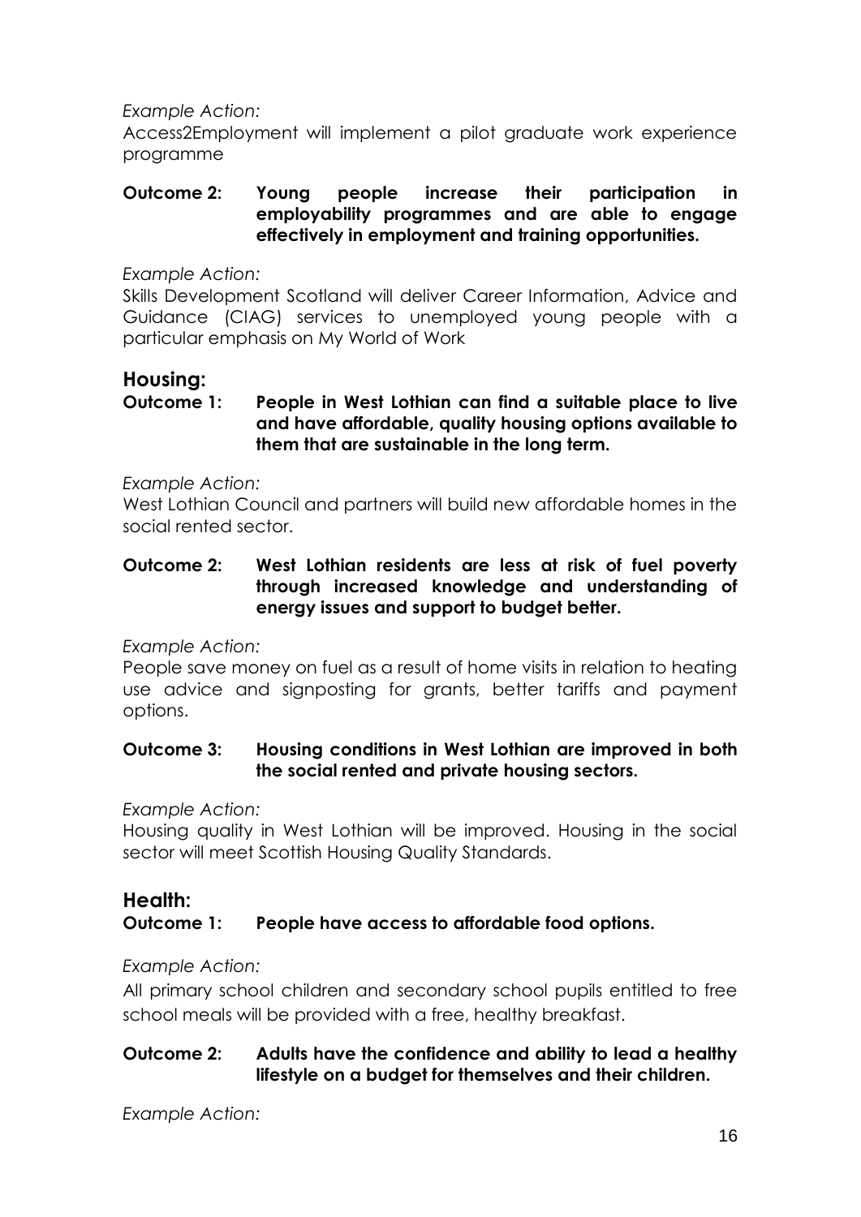*Example Action:*

Access2Employment will implement a pilot graduate work experience programme

**Outcome 2: Young people increase their participation in employability programmes and are able to engage effectively in employment and training opportunities.**

*Example Action:*

Skills Development Scotland will deliver Career Information, Advice and Guidance (CIAG) services to unemployed young people with a particular emphasis on My World of Work

## Housing:

**Outcome 1: People in West Lothian can find a suitable place to live and have affordable, quality housing options available to them that are sustainable in the long term.**

*Example Action:*

West Lothian Council and partners will build new affordable homes in the social rented sector.

**Outcome 2: West Lothian residents are less at risk of fuel poverty through increased knowledge and understanding of energy issues and support to budget better.**

*Example Action:*

People save money on fuel as a result of home visits in relation to heating use advice and signposting for grants, better tariffs and payment options.

**Outcome 3: Housing conditions in West Lothian are improved in both the social rented and private housing sectors.**

*Example Action:*

Housing quality in West Lothian will be improved. Housing in the social sector will meet Scottish Housing Quality Standards.

## Health:

**Outcome 1: People have access to affordable food options.**

*Example Action:*

All primary school children and secondary school pupils entitled to free school meals will be provided with a free, healthy breakfast.

**Outcome 2: Adults have the confidence and ability to lead a healthy lifestyle on a budget for themselves and their children.**

*Example Action:*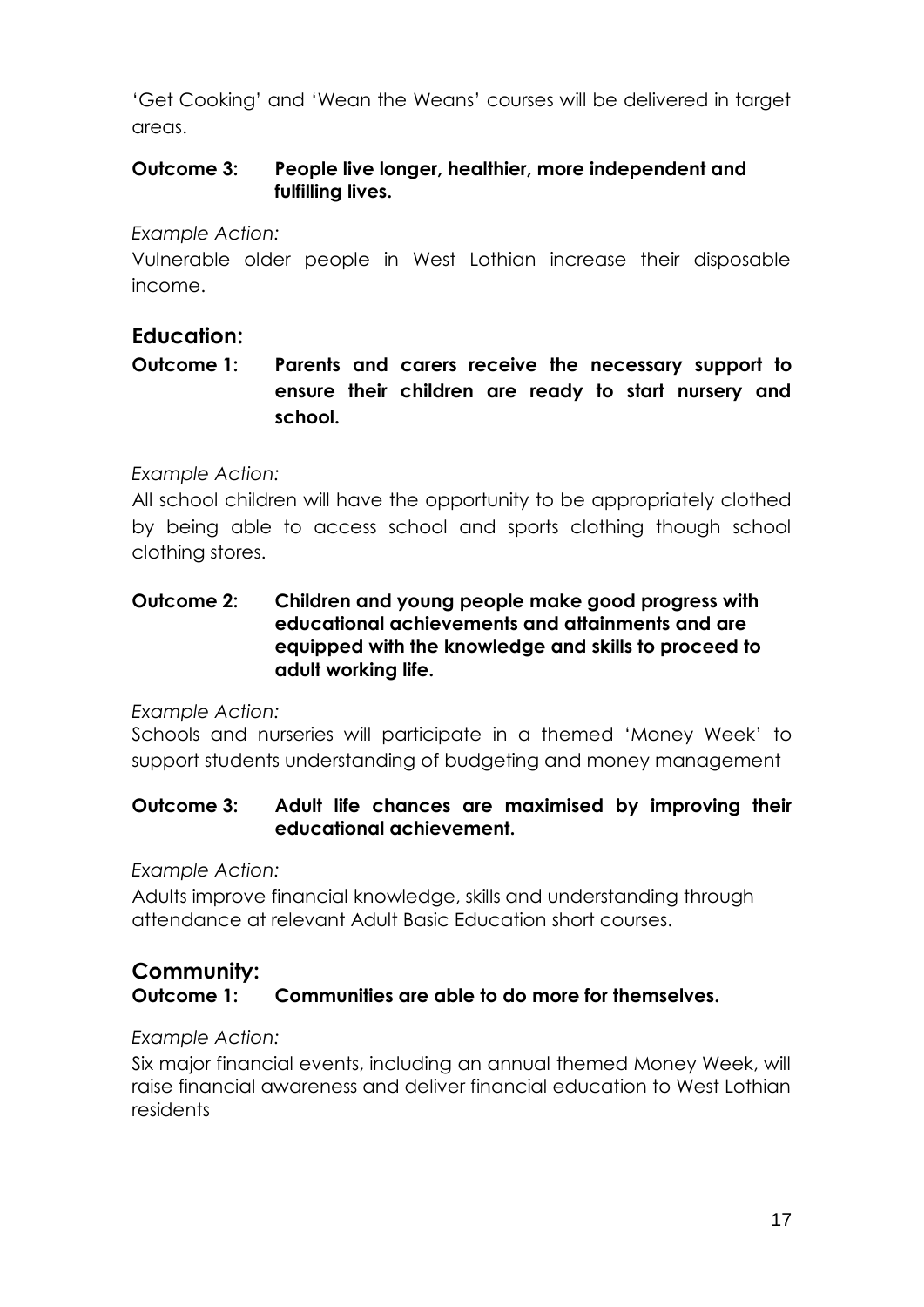'Get Cooking' and 'Wean the Weans' courses will be delivered in target areas.

**Outcome 3: People live longer, healthier, more independent and fulfilling lives.**

*Example Action:*

Vulnerable older people in West Lothian increase their disposable income.

## Education:

**Outcome 1: Parents and carers receive the necessary support to ensure their children are ready to start nursery and school.**

*Example Action:*

All school children will have the opportunity to be appropriately clothed by being able to access school and sports clothing though school clothing stores.

**Outcome 2: Children and young people make good progress with educational achievements and attainments and are equipped with the knowledge and skills to proceed to adult working life.**

*Example Action:*

Schools and nurseries will participate in a themed 'Money Week' to support students understanding of budgeting and money management

**Outcome 3: Adult life chances are maximised by improving their educational achievement.**

*Example Action:*

Adults improve financial knowledge, skills and understanding through attendance at relevant Adult Basic Education short courses.

## Community:

**Outcome 1: Communities are able to do more for themselves.**

*Example Action:*

Six major financial events, including an annual themed Money Week, will raise financial awareness and deliver financial education to West Lothian residents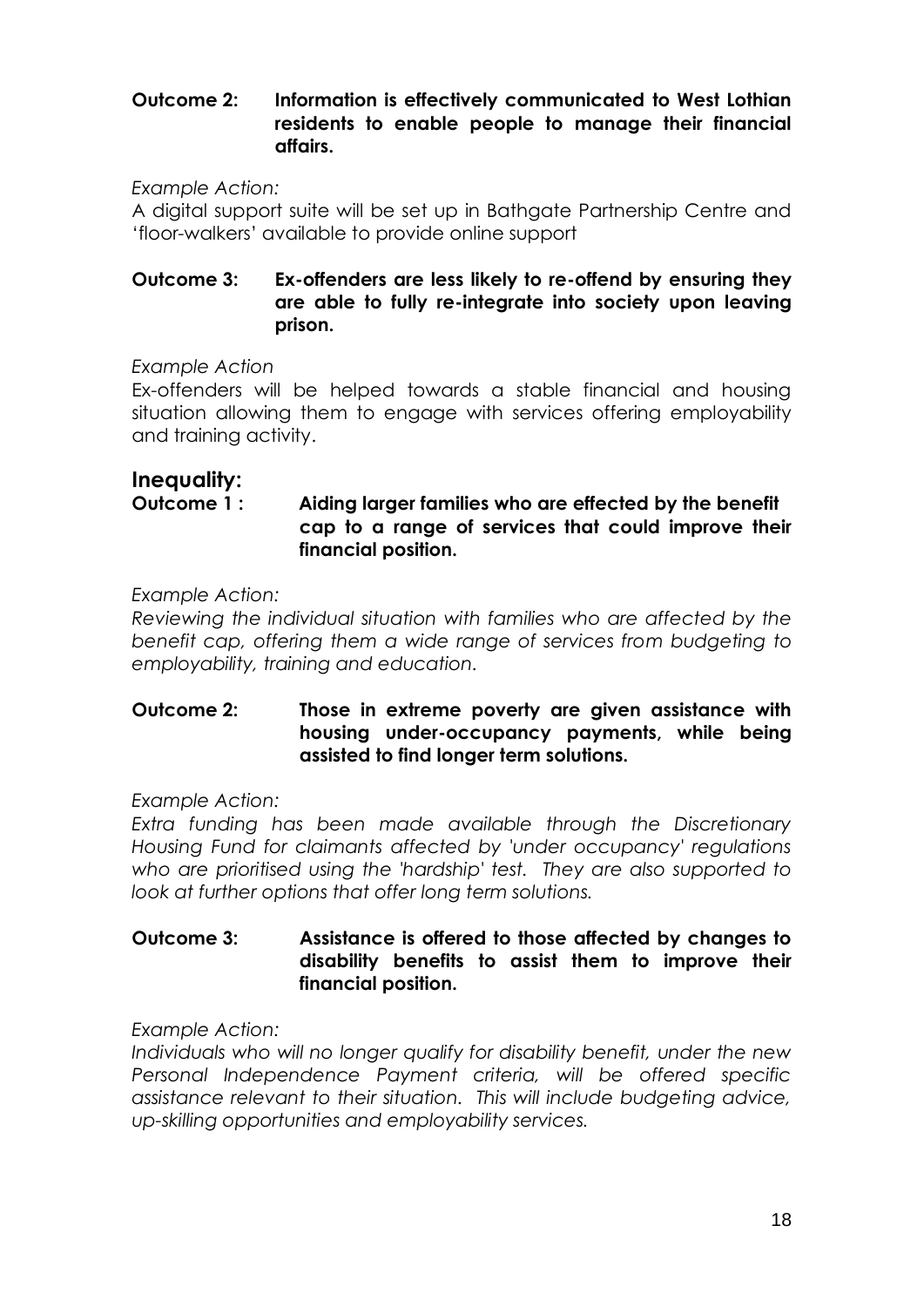**Outcome 2: Information is effectively communicated to West Lothian residents to enable people to manage their financial affairs.**

*Example Action:*

A digital support suite will be set up in Bathgate Partnership Centre and 'floor-walkers' available to provide online support

**Outcome 3: Ex-offenders are less likely to re-offend by ensuring they are able to fully re-integrate into society upon leaving prison.**

*Example Action*

Ex-offenders will be helped towards a stable financial and housing situation allowing them to engage with services offering employability and training activity.

## Inequality:

**Outcome 1 : Aiding larger families who are effected by the benefit cap to a range of services that could improve their financial position.**

*Example Action:*

*Reviewing the individual situation with families who are affected by the benefit cap, offering them a wide range of services from budgeting to employability, training and education.*

**Outcome 2: Those in extreme poverty are given assistance with housing under-occupancy payments, while being assisted to find longer term solutions.**

*Example Action:*

*Extra funding has been made available through the Discretionary Housing Fund for claimants affected by 'under occupancy' regulations who are prioritised using the 'hardship' test. They are also supported to look at further options that offer long term solutions.*

**Outcome 3: Assistance is offered to those affected by changes to disability benefits to assist them to improve their financial position.**

*Example Action:*

*Individuals who will no longer qualify for disability benefit, under the new Personal Independence Payment criteria, will be offered specific assistance relevant to their situation. This will include budgeting advice, up-skilling opportunities and employability services.*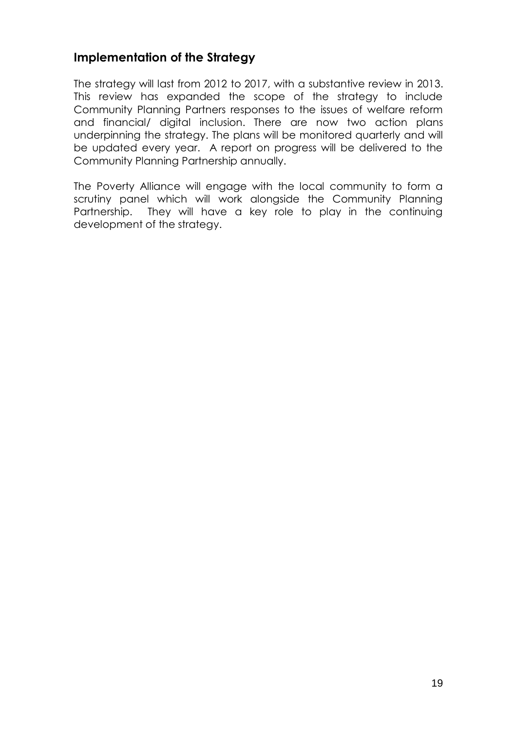## Implementation of the Strategy

The strategy will last from 2012 to 2017, with a substantive review in 2013. This review has expanded the scope of the strategy to include Community Planning Partners responses to the issues of welfare reform and financial/ digital inclusion. There are now two action plans underpinning the strategy. The plans will be monitored quarterly and will be updated every year. A report on progress will be delivered to the Community Planning Partnership annually.

The Poverty Alliance will engage with the local community to form a scrutiny panel which will work alongside the Community Planning Partnership. They will have a key role to play in the continuing development of the strategy.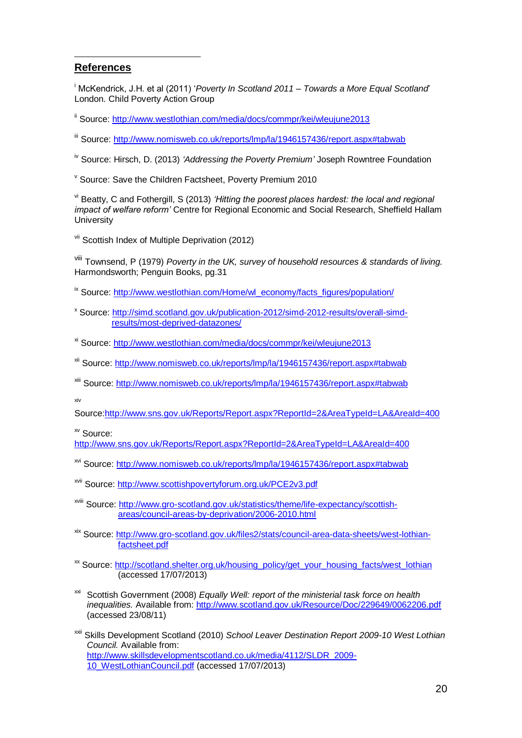## References

[i] McKendrick, J.H. et al (2011) '*Poverty In Scotland 2011 – Towards a More Equal Scotland*' London. Child Poverty Action Group

[ii] Source: http://www.westlothian.com/media/docs/commpr/kei/wleujune2013

[iii] Source: http://www.nomisweb.co.uk/reports/lmp/la/1946157436/report.aspx#tabwab

[iv] Source: Hirsch, D. (2013) *'Addressing the Poverty Premium'* Joseph Rowntree Foundation

[v] Source: Save the Children Factsheet, Poverty Premium 2010

[vi] Beatty, C and Fothergill, S (2013) *'Hitting the poorest places hardest: the local and regional impact of welfare reform'* Centre for Regional Economic and Social Research, Sheffield Hallam University

[vii] Scottish Index of Multiple Deprivation (2012)

[viii] Townsend, P (1979) *Poverty in the UK, survey of household resources & standards of living.* Harmondsworth; Penguin Books, pg.31

[ix] Source: http://www.westlothian.com/Home/wl_economy/facts_figures/population/

[x] Source: http://simd.scotland.gov.uk/publication-2012/simd-2012-results/overall-simd-results/most-deprived-datazones/

[xi] Source: http://www.westlothian.com/media/docs/commpr/kei/wleujune2013

[xii] Source: http://www.nomisweb.co.uk/reports/lmp/la/1946157436/report.aspx#tabwab

[xiii] Source: http://www.nomisweb.co.uk/reports/lmp/la/1946157436/report.aspx#tabwab

[xiv] Source:http://www.sns.gov.uk/Reports/Report.aspx?ReportId=2&AreaTypeId=LA&AreaId=400

[xv] Source: http://www.sns.gov.uk/Reports/Report.aspx?ReportId=2&AreaTypeId=LA&AreaId=400

[xvi] Source: http://www.nomisweb.co.uk/reports/lmp/la/1946157436/report.aspx#tabwab

[xvii] Source: http://www.scottishpovertyforum.org.uk/PCE2v3.pdf

[xviii] Source: http://www.gro-scotland.gov.uk/statistics/theme/life-expectancy/scottish-areas/council-areas-by-deprivation/2006-2010.html

[xix] Source: http://www.gro-scotland.gov.uk/files2/stats/council-area-data-sheets/west-lothian-factsheet.pdf

[xx] Source: http://scotland.shelter.org.uk/housing_policy/get_your_housing_facts/west_lothian (accessed 17/07/2013)

[xxi] Scottish Government (2008) *Equally Well: report of the ministerial task force on health inequalities.* Available from: http://www.scotland.gov.uk/Resource/Doc/229649/0062206.pdf (accessed 23/08/11)

[xxii] Skills Development Scotland (2010) *School Leaver Destination Report 2009-10 West Lothian Council.* Available from: http://www.skillsdevelopmentscotland.co.uk/media/4112/SLDR_2009-10_WestLothianCouncil.pdf (accessed 17/07/2013)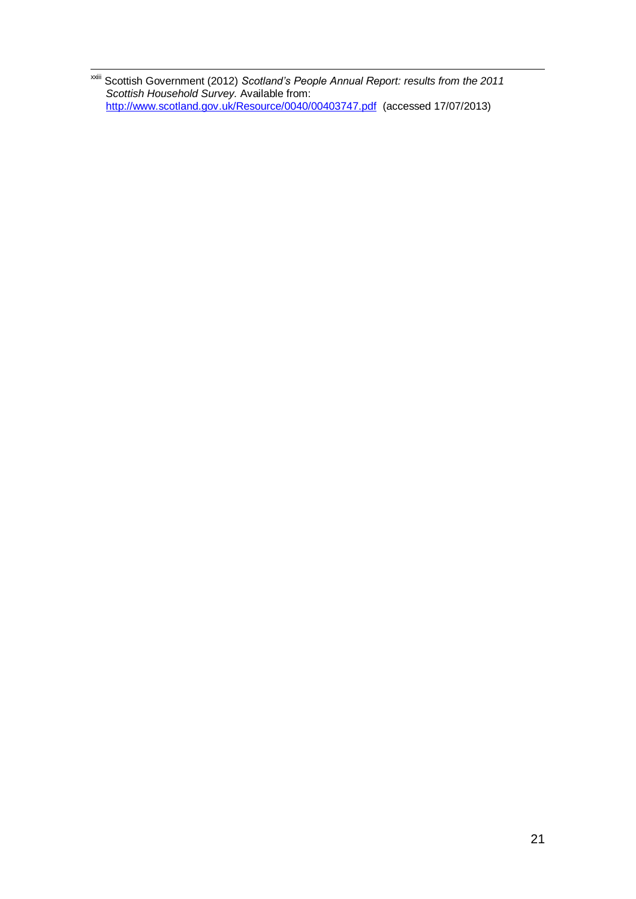[xxiii] Scottish Government (2012) *Scotland's People Annual Report: results from the 2011 Scottish Household Survey.* Available from: http://www.scotland.gov.uk/Resource/0040/00403747.pdf (accessed 17/07/2013)